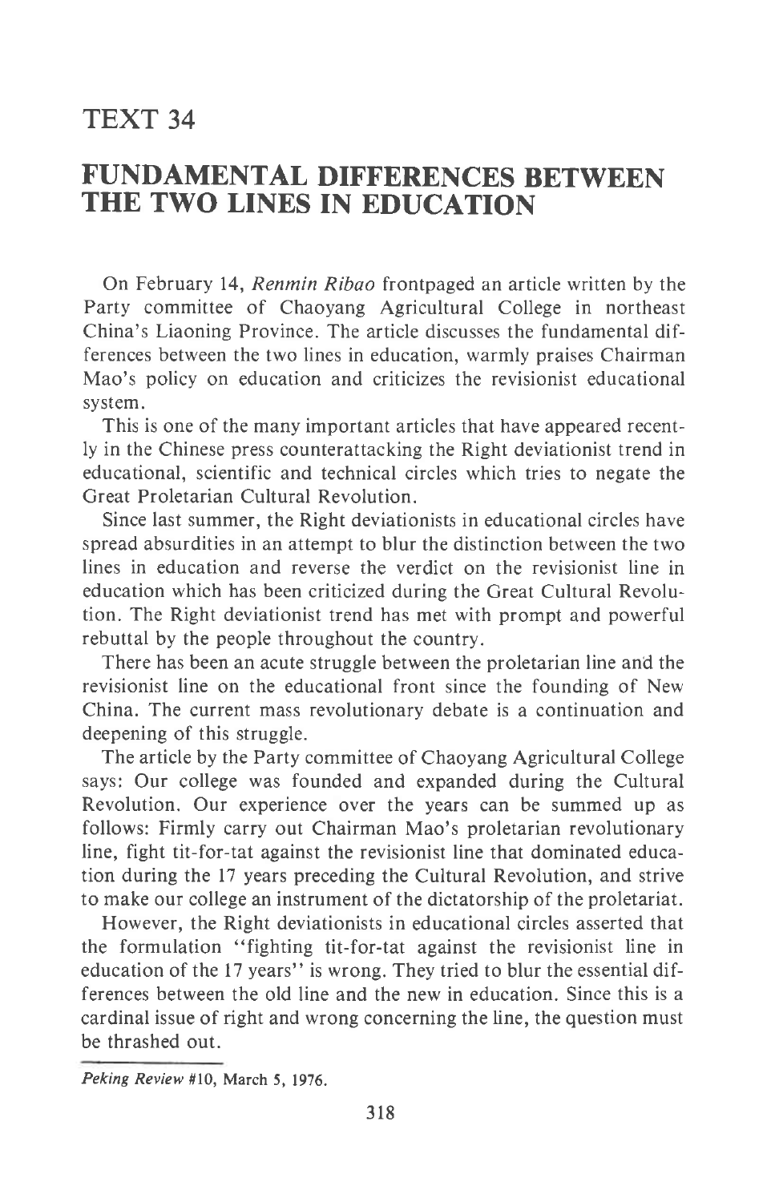# TEXT 34

## FUNDAMENTAL DIFFERENCES BETWEEN THE TWO LINES IN EDUCATION

On February 14, *Renmin Ribao* frontpaged an article written by the Party committee of Chaoyang Agricultural College in northeast China's Liaoning Province. The article discusses the fundamental differences between the two lines in education, warmly praises Chairman Mao's policy on education and criticizes the revisionist educational system.

This is one of the many important articles that have appeared recently in the Chinese press counterattacking the Right deviationist trend in educational, scientific and technical circles which tries to negate the Great Proletarian Cultural Revolution.

Since last summer, the Right deviationists in educational circles have spread absurdities in an attempt to blur the distinction between the two lines in education and reverse the verdict on the revisionist line in education which has been criticized during the Great Cultural Revolution. The Right deviationist trend has met with prompt and powerful rebuttal by the people throughout the country.

There has been an acute struggle between the proletarian line and the revisionist line on the educational front since the founding of New China. The current mass revolutionary debate is a continuation and deepening of this struggle.

The article by the Party committee of Chaoyang Agricultural College says: Our college was founded and expanded during the Cultural Revolution. Our experience over the years can be summed up as follows: Firmly carry out Chairman Mao's proletarian revolutionary line, fight tit-for-tat against the revisionist line that dominated education during the 17 years preceding the Cultural Revolution, and strive to make our college an instrument of the dictatorship of the proletariat.

However, the Right deviationists in educational circles asserted that the formulation "fighting tit-for-tat against the revisionist line in education of the 17 years" is wrong. They tried to blur the essential differences between the old line and the new in education. Since this is a cardinal issue of right and wrong concerning the line, the question must be thrashed out.

---

*Peking Review* #10, March 5, 1976.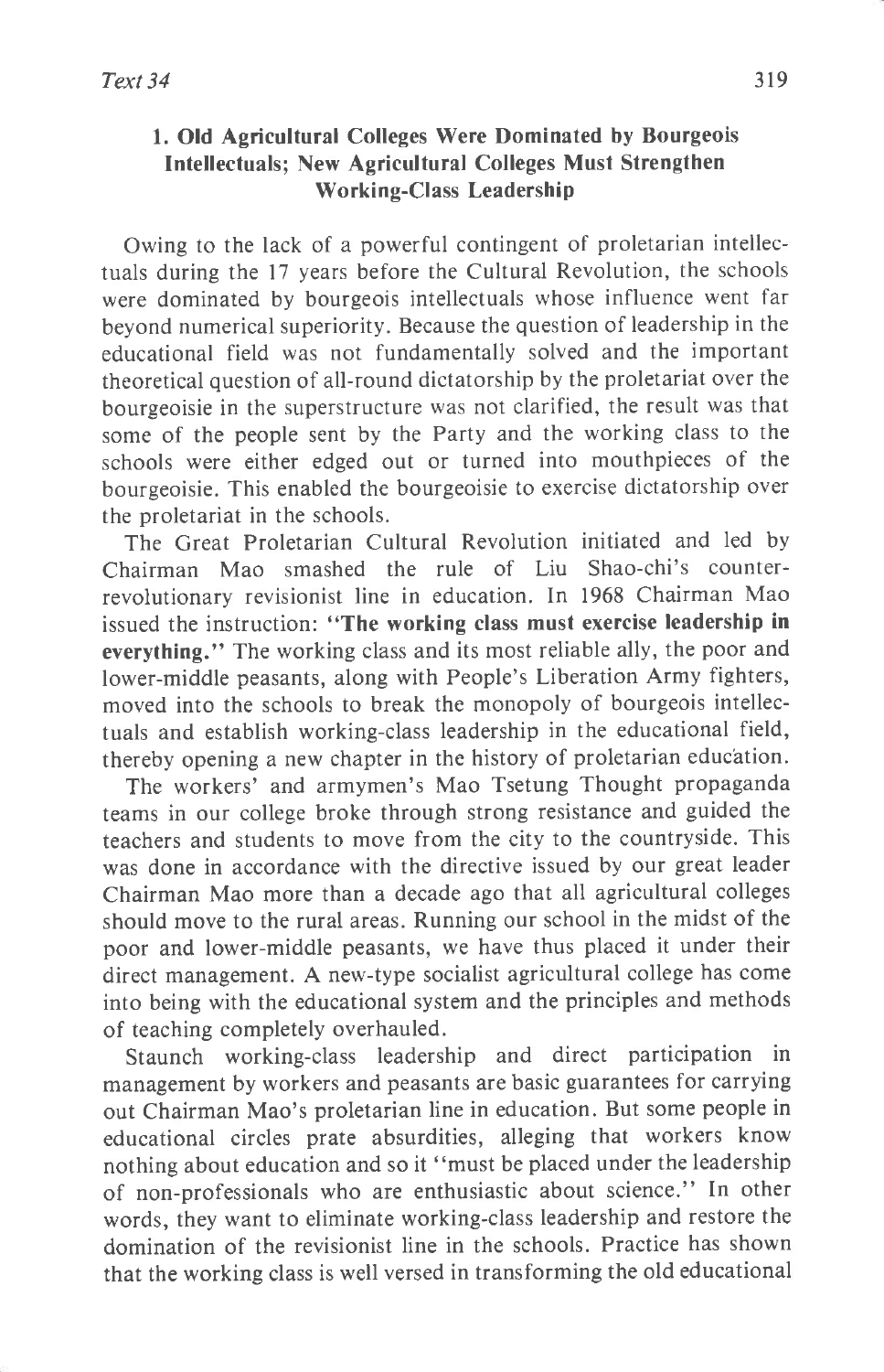## 1. Old Agricultural Colleges Were Dominated by Bourgeois Intellectuals; New Agricultural Colleges Must Strengthen Working-Class Leadership

Owing to the lack of a powerful contingent of proletarian intellectuals during the 17 years before the Cultural Revolution, the schools were dominated by bourgeois intellectuals whose influence went far beyond numerical superiority. Because the question of leadership in the educational field was not fundamentally solved and the important theoretical question of all-round dictatorship by the proletariat over the bourgeoisie in the superstructure was not clarified, the result was that some of the people sent by the Party and the working class to the schools were either edged out or turned into mouthpieces of the bourgeoisie. This enabled the bourgeoisie to exercise dictatorship over the proletariat in the schools.

The Great Proletarian Cultural Revolution initiated and led by Chairman Mao smashed the rule of Liu Shao-chi's counter-revolutionary revisionist line in education. In 1968 Chairman Mao issued the instruction: **"The working class must exercise leadership in everything."** The working class and its most reliable ally, the poor and lower-middle peasants, along with People's Liberation Army fighters, moved into the schools to break the monopoly of bourgeois intellectuals and establish working-class leadership in the educational field, thereby opening a new chapter in the history of proletarian education.

The workers' and armymen's Mao Tsetung Thought propaganda teams in our college broke through strong resistance and guided the teachers and students to move from the city to the countryside. This was done in accordance with the directive issued by our great leader Chairman Mao more than a decade ago that all agricultural colleges should move to the rural areas. Running our school in the midst of the poor and lower-middle peasants, we have thus placed it under their direct management. A new-type socialist agricultural college has come into being with the educational system and the principles and methods of teaching completely overhauled.

Staunch working-class leadership and direct participation in management by workers and peasants are basic guarantees for carrying out Chairman Mao's proletarian line in education. But some people in educational circles prate absurdities, alleging that workers know nothing about education and so it "must be placed under the leadership of non-professionals who are enthusiastic about science." In other words, they want to eliminate working-class leadership and restore the domination of the revisionist line in the schools. Practice has shown that the working class is well versed in transforming the old educational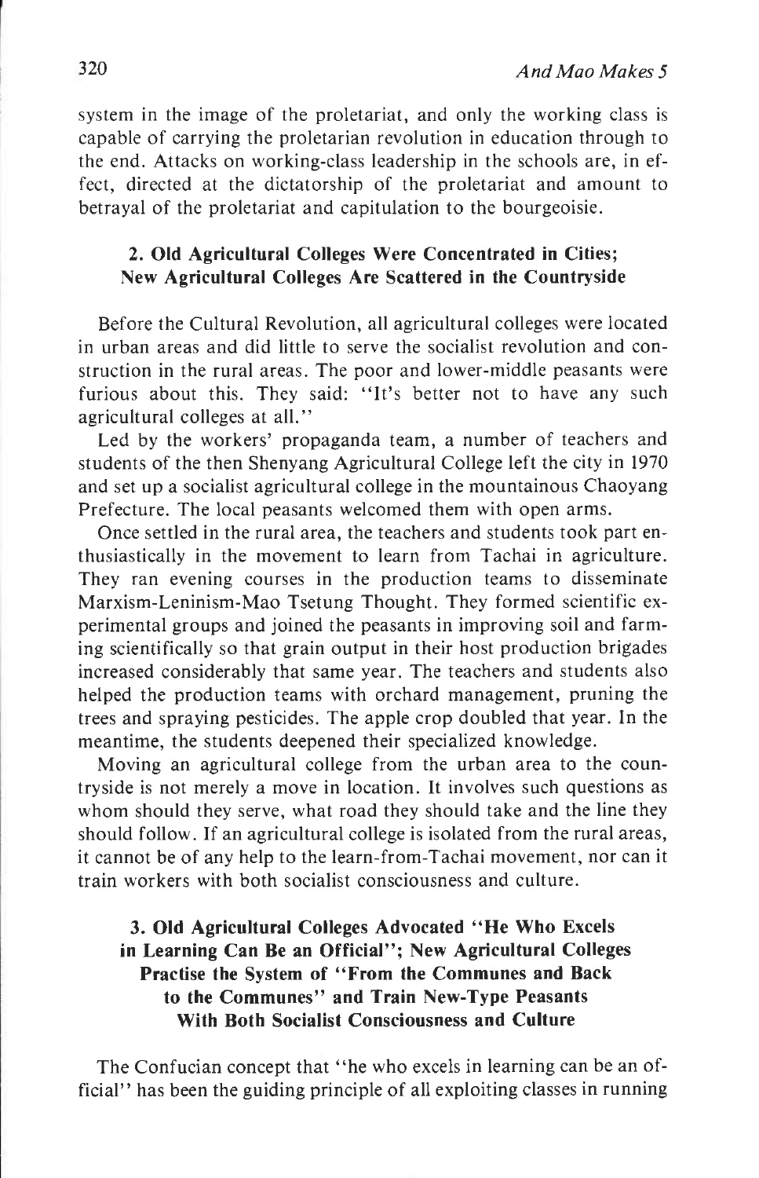system in the image of the proletariat, and only the working class is capable of carrying the proletarian revolution in education through to the end. Attacks on working-class leadership in the schools are, in effect, directed at the dictatorship of the proletariat and amount to betrayal of the proletariat and capitulation to the bourgeoisie.

### 2. Old Agricultural Colleges Were Concentrated in Cities; New Agricultural Colleges Are Scattered in the Countryside

Before the Cultural Revolution, all agricultural colleges were located in urban areas and did little to serve the socialist revolution and construction in the rural areas. The poor and lower-middle peasants were furious about this. They said: "It's better not to have any such agricultural colleges at all."

Led by the workers' propaganda team, a number of teachers and students of the then Shenyang Agricultural College left the city in 1970 and set up a socialist agricultural college in the mountainous Chaoyang Prefecture. The local peasants welcomed them with open arms.

Once settled in the rural area, the teachers and students took part enthusiastically in the movement to learn from Tachai in agriculture. They ran evening courses in the production teams to disseminate Marxism-Leninism-Mao Tsetung Thought. They formed scientific experimental groups and joined the peasants in improving soil and farming scientifically so that grain output in their host production brigades increased considerably that same year. The teachers and students also helped the production teams with orchard management, pruning the trees and spraying pesticides. The apple crop doubled that year. In the meantime, the students deepened their specialized knowledge.

Moving an agricultural college from the urban area to the countryside is not merely a move in location. It involves such questions as whom should they serve, what road they should take and the line they should follow. If an agricultural college is isolated from the rural areas, it cannot be of any help to the learn-from-Tachai movement, nor can it train workers with both socialist consciousness and culture.

### 3. Old Agricultural Colleges Advocated "He Who Excels in Learning Can Be an Official"; New Agricultural Colleges Practise the System of "From the Communes and Back to the Communes" and Train New-Type Peasants With Both Socialist Consciousness and Culture

The Confucian concept that "he who excels in learning can be an official" has been the guiding principle of all exploiting classes in running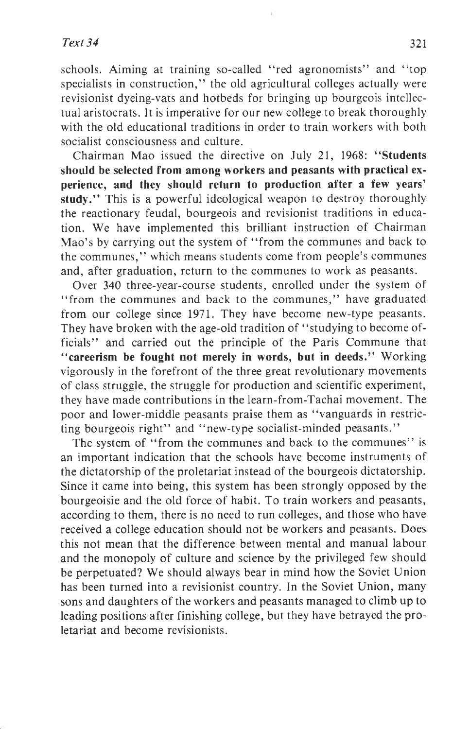schools. Aiming at training so-called "red agronomists" and "top specialists in construction," the old agricultural colleges actually were revisionist dyeing-vats and hotbeds for bringing up bourgeois intellectual aristocrats. It is imperative for our new college to break thoroughly with the old educational traditions in order to train workers with both socialist consciousness and culture.

Chairman Mao issued the directive on July 21, 1968: "**Students should be selected from among workers and peasants with practical experience, and they should return to production after a few years' study.**" This is a powerful ideological weapon to destroy thoroughly the reactionary feudal, bourgeois and revisionist traditions in education. We have implemented this brilliant instruction of Chairman Mao's by carrying out the system of "from the communes and back to the communes," which means students come from people's communes and, after graduation, return to the communes to work as peasants.

Over 340 three-year-course students, enrolled under the system of "from the communes and back to the communes," have graduated from our college since 1971. They have become new-type peasants. They have broken with the age-old tradition of "studying to become officials" and carried out the principle of the Paris Commune that "**careerism be fought not merely in words, but in deeds.**" Working vigorously in the forefront of the three great revolutionary movements of class struggle, the struggle for production and scientific experiment, they have made contributions in the learn-from-Tachai movement. The poor and lower-middle peasants praise them as "vanguards in restricting bourgeois right" and "new-type socialist-minded peasants."

The system of "from the communes and back to the communes" is an important indication that the schools have become instruments of the dictatorship of the proletariat instead of the bourgeois dictatorship. Since it came into being, this system has been strongly opposed by the bourgeoisie and the old force of habit. To train workers and peasants, according to them, there is no need to run colleges, and those who have received a college education should not be workers and peasants. Does this not mean that the difference between mental and manual labour and the monopoly of culture and science by the privileged few should be perpetuated? We should always bear in mind how the Soviet Union has been turned into a revisionist country. In the Soviet Union, many sons and daughters of the workers and peasants managed to climb up to leading positions after finishing college, but they have betrayed the proletariat and become revisionists.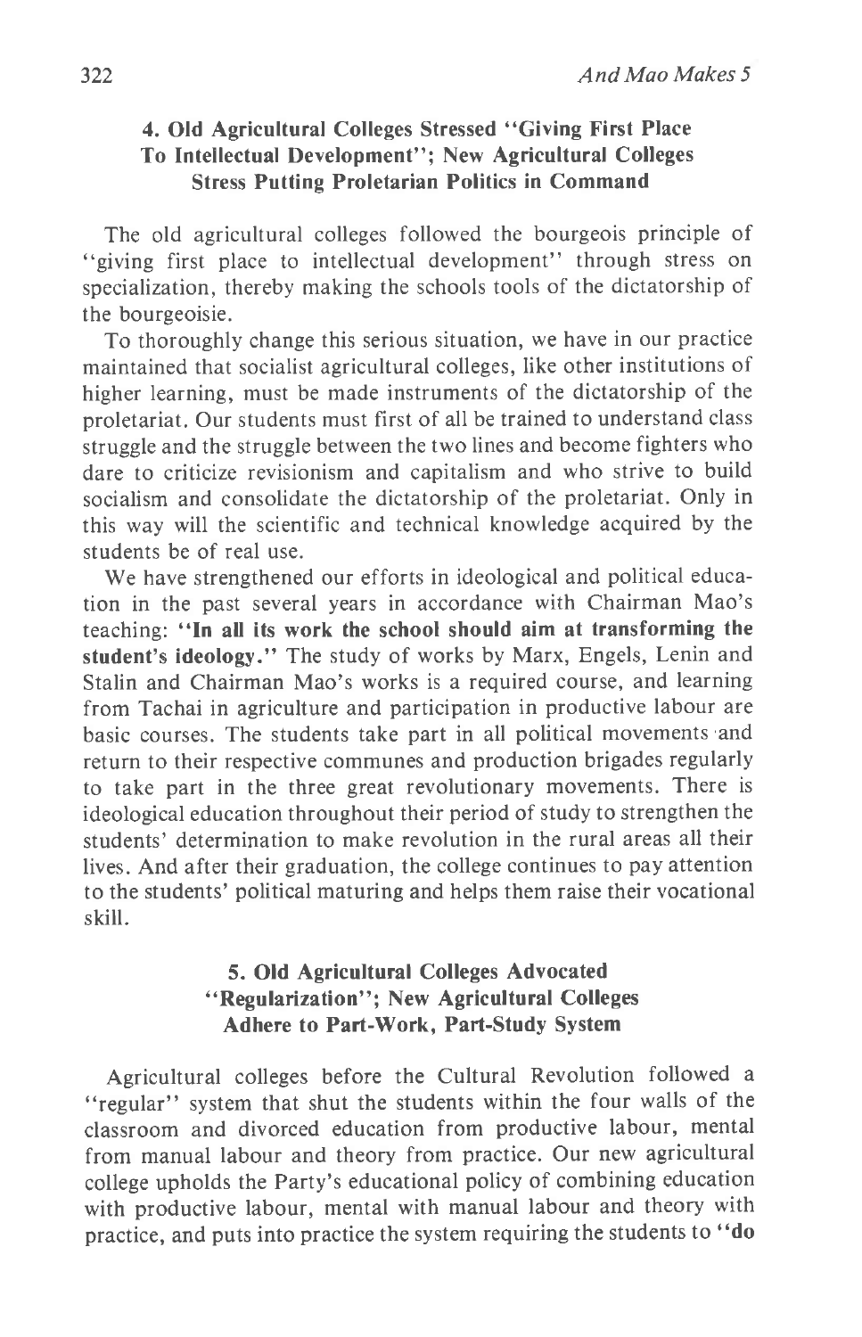### 4. Old Agricultural Colleges Stressed "Giving First Place To Intellectual Development"; New Agricultural Colleges Stress Putting Proletarian Politics in Command

The old agricultural colleges followed the bourgeois principle of "giving first place to intellectual development" through stress on specialization, thereby making the schools tools of the dictatorship of the bourgeoisie.

To thoroughly change this serious situation, we have in our practice maintained that socialist agricultural colleges, like other institutions of higher learning, must be made instruments of the dictatorship of the proletariat. Our students must first of all be trained to understand class struggle and the struggle between the two lines and become fighters who dare to criticize revisionism and capitalism and who strive to build socialism and consolidate the dictatorship of the proletariat. Only in this way will the scientific and technical knowledge acquired by the students be of real use.

We have strengthened our efforts in ideological and political education in the past several years in accordance with Chairman Mao's teaching: **"In all its work the school should aim at transforming the student's ideology."** The study of works by Marx, Engels, Lenin and Stalin and Chairman Mao's works is a required course, and learning from Tachai in agriculture and participation in productive labour are basic courses. The students take part in all political movements and return to their respective communes and production brigades regularly to take part in the three great revolutionary movements. There is ideological education throughout their period of study to strengthen the students' determination to make revolution in the rural areas all their lives. And after their graduation, the college continues to pay attention to the students' political maturing and helps them raise their vocational skill.

### 5. Old Agricultural Colleges Advocated "Regularization"; New Agricultural Colleges Adhere to Part-Work, Part-Study System

Agricultural colleges before the Cultural Revolution followed a "regular" system that shut the students within the four walls of the classroom and divorced education from productive labour, mental from manual labour and theory from practice. Our new agricultural college upholds the Party's educational policy of combining education with productive labour, mental with manual labour and theory with practice, and puts into practice the system requiring the students to **"do**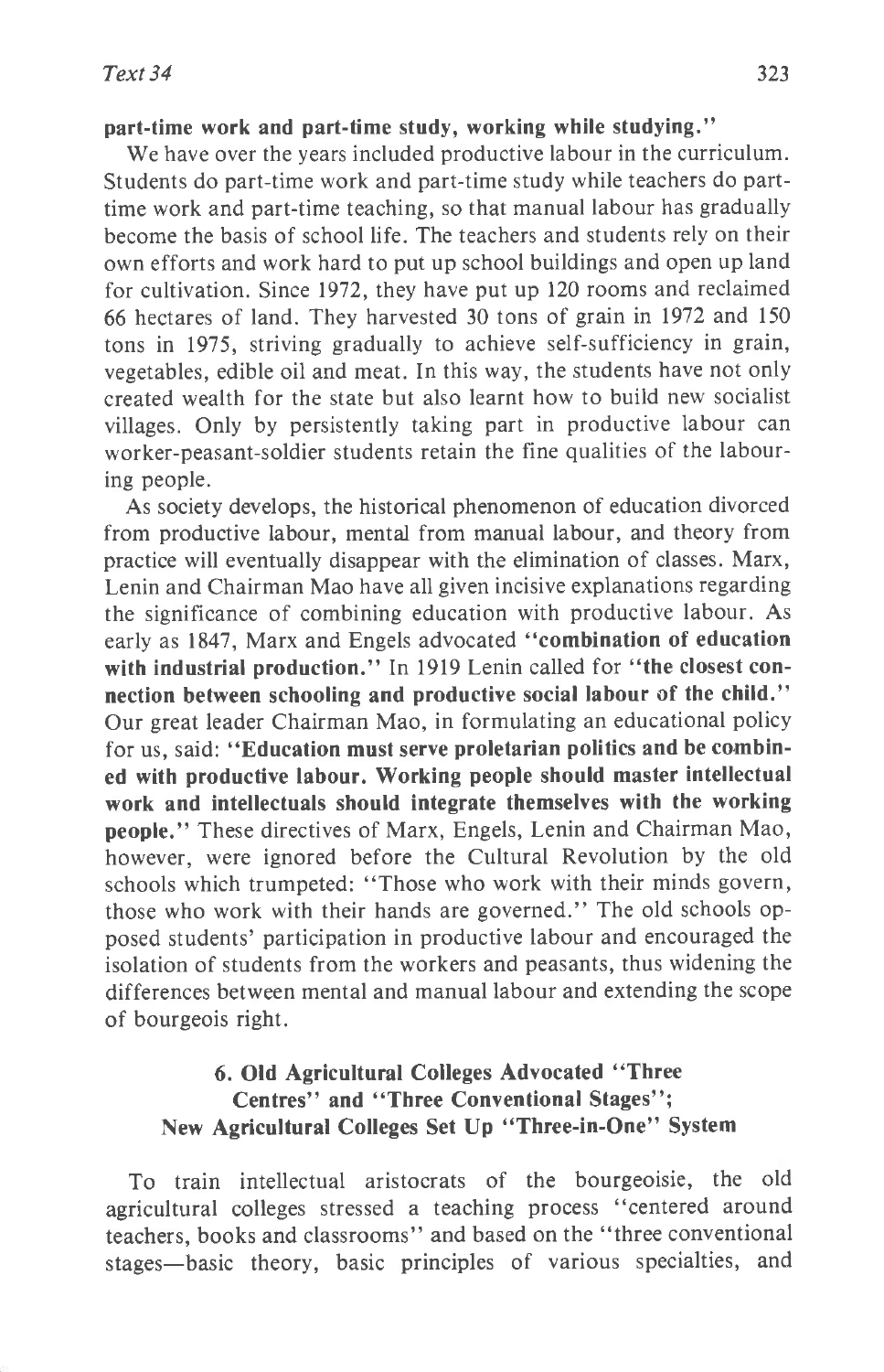**part-time work and part-time study, working while studying."**

We have over the years included productive labour in the curriculum. Students do part-time work and part-time study while teachers do part-time work and part-time teaching, so that manual labour has gradually become the basis of school life. The teachers and students rely on their own efforts and work hard to put up school buildings and open up land for cultivation. Since 1972, they have put up 120 rooms and reclaimed 66 hectares of land. They harvested 30 tons of grain in 1972 and 150 tons in 1975, striving gradually to achieve self-sufficiency in grain, vegetables, edible oil and meat. In this way, the students have not only created wealth for the state but also learnt how to build new socialist villages. Only by persistently taking part in productive labour can worker-peasant-soldier students retain the fine qualities of the labouring people.

As society develops, the historical phenomenon of education divorced from productive labour, mental from manual labour, and theory from practice will eventually disappear with the elimination of classes. Marx, Lenin and Chairman Mao have all given incisive explanations regarding the significance of combining education with productive labour. As early as 1847, Marx and Engels advocated **"combination of education with industrial production."** In 1919 Lenin called for **"the closest connection between schooling and productive social labour of the child."** Our great leader Chairman Mao, in formulating an educational policy for us, said: **"Education must serve proletarian politics and be combined with productive labour. Working people should master intellectual work and intellectuals should integrate themselves with the working people."** These directives of Marx, Engels, Lenin and Chairman Mao, however, were ignored before the Cultural Revolution by the old schools which trumpeted: "Those who work with their minds govern, those who work with their hands are governed." The old schools opposed students' participation in productive labour and encouraged the isolation of students from the workers and peasants, thus widening the differences between mental and manual labour and extending the scope of bourgeois right.

## 6. Old Agricultural Colleges Advocated "Three Centres" and "Three Conventional Stages"; New Agricultural Colleges Set Up "Three-in-One" System

To train intellectual aristocrats of the bourgeoisie, the old agricultural colleges stressed a teaching process "centered around teachers, books and classrooms" and based on the "three conventional stages—basic theory, basic principles of various specialties, and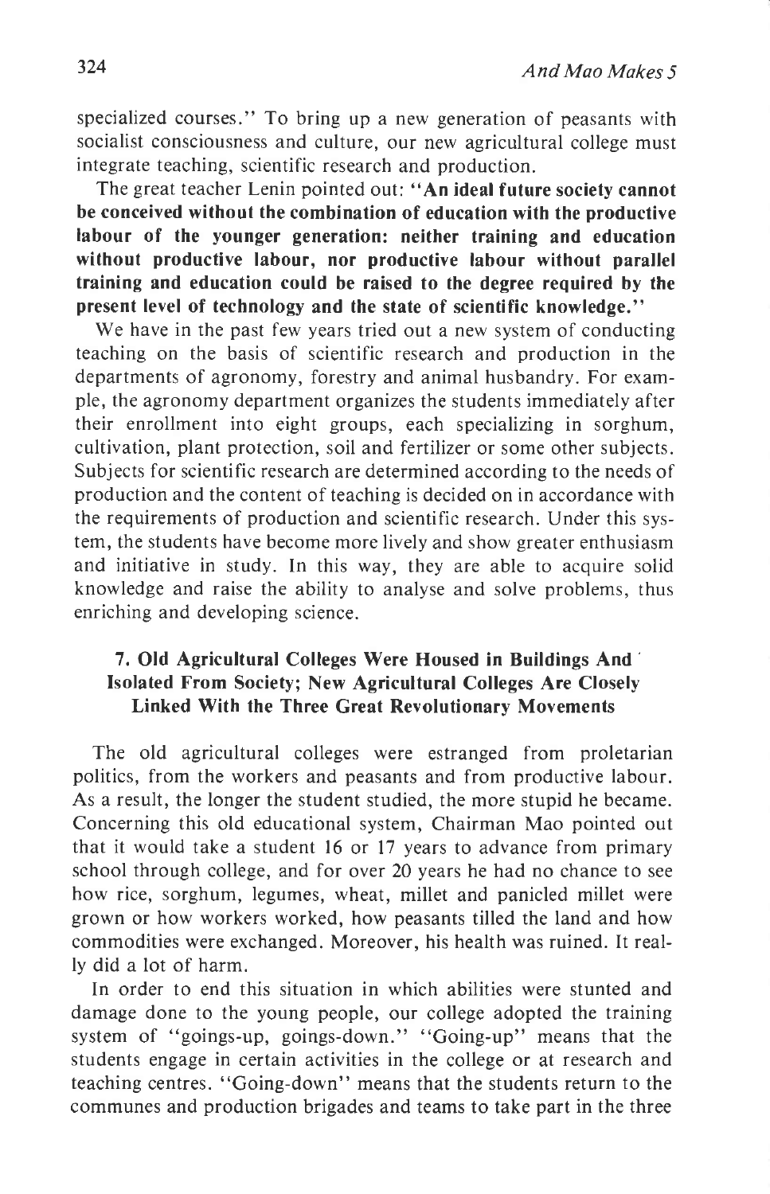specialized courses." To bring up a new generation of peasants with socialist consciousness and culture, our new agricultural college must integrate teaching, scientific research and production.

The great teacher Lenin pointed out: **"An ideal future society cannot be conceived without the combination of education with the productive labour of the younger generation: neither training and education without productive labour, nor productive labour without parallel training and education could be raised to the degree required by the present level of technology and the state of scientific knowledge."**

We have in the past few years tried out a new system of conducting teaching on the basis of scientific research and production in the departments of agronomy, forestry and animal husbandry. For example, the agronomy department organizes the students immediately after their enrollment into eight groups, each specializing in sorghum, cultivation, plant protection, soil and fertilizer or some other subjects. Subjects for scientific research are determined according to the needs of production and the content of teaching is decided on in accordance with the requirements of production and scientific research. Under this system, the students have become more lively and show greater enthusiasm and initiative in study. In this way, they are able to acquire solid knowledge and raise the ability to analyse and solve problems, thus enriching and developing science.

### 7. Old Agricultural Colleges Were Housed in Buildings And Isolated From Society; New Agricultural Colleges Are Closely Linked With the Three Great Revolutionary Movements

The old agricultural colleges were estranged from proletarian politics, from the workers and peasants and from productive labour. As a result, the longer the student studied, the more stupid he became. Concerning this old educational system, Chairman Mao pointed out that it would take a student 16 or 17 years to advance from primary school through college, and for over 20 years he had no chance to see how rice, sorghum, legumes, wheat, millet and panicled millet were grown or how workers worked, how peasants tilled the land and how commodities were exchanged. Moreover, his health was ruined. It really did a lot of harm.

In order to end this situation in which abilities were stunted and damage done to the young people, our college adopted the training system of "goings-up, goings-down." "Going-up" means that the students engage in certain activities in the college or at research and teaching centres. "Going-down" means that the students return to the communes and production brigades and teams to take part in the three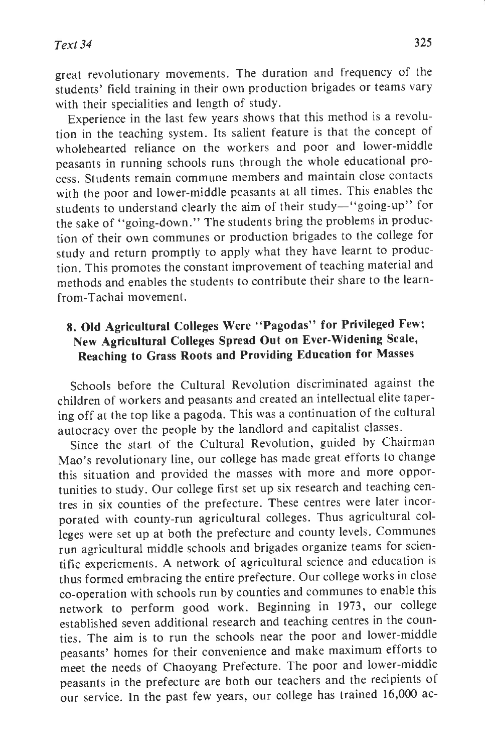great revolutionary movements. The duration and frequency of the students' field training in their own production brigades or teams vary with their specialities and length of study.

Experience in the last few years shows that this method is a revolution in the teaching system. Its salient feature is that the concept of wholehearted reliance on the workers and poor and lower-middle peasants in running schools runs through the whole educational process. Students remain commune members and maintain close contacts with the poor and lower-middle peasants at all times. This enables the students to understand clearly the aim of their study—"going-up" for the sake of "going-down." The students bring the problems in production of their own communes or production brigades to the college for study and return promptly to apply what they have learnt to production. This promotes the constant improvement of teaching material and methods and enables the students to contribute their share to the learn-from-Tachai movement.

## 8. Old Agricultural Colleges Were "Pagodas" for Privileged Few; New Agricultural Colleges Spread Out on Ever-Widening Scale, Reaching to Grass Roots and Providing Education for Masses

Schools before the Cultural Revolution discriminated against the children of workers and peasants and created an intellectual elite tapering off at the top like a pagoda. This was a continuation of the cultural autocracy over the people by the landlord and capitalist classes.

Since the start of the Cultural Revolution, guided by Chairman Mao's revolutionary line, our college has made great efforts to change this situation and provided the masses with more and more opportunities to study. Our college first set up six research and teaching centres in six counties of the prefecture. These centres were later incorporated with county-run agricultural colleges. Thus agricultural colleges were set up at both the prefecture and county levels. Communes run agricultural middle schools and brigades organize teams for scientific experiements. A network of agricultural science and education is thus formed embracing the entire prefecture. Our college works in close co-operation with schools run by counties and communes to enable this network to perform good work. Beginning in 1973, our college established seven additional research and teaching centres in the counties. The aim is to run the schools near the poor and lower-middle peasants' homes for their convenience and make maximum efforts to meet the needs of Chaoyang Prefecture. The poor and lower-middle peasants in the prefecture are both our teachers and the recipients of our service. In the past few years, our college has trained 16,000 ac-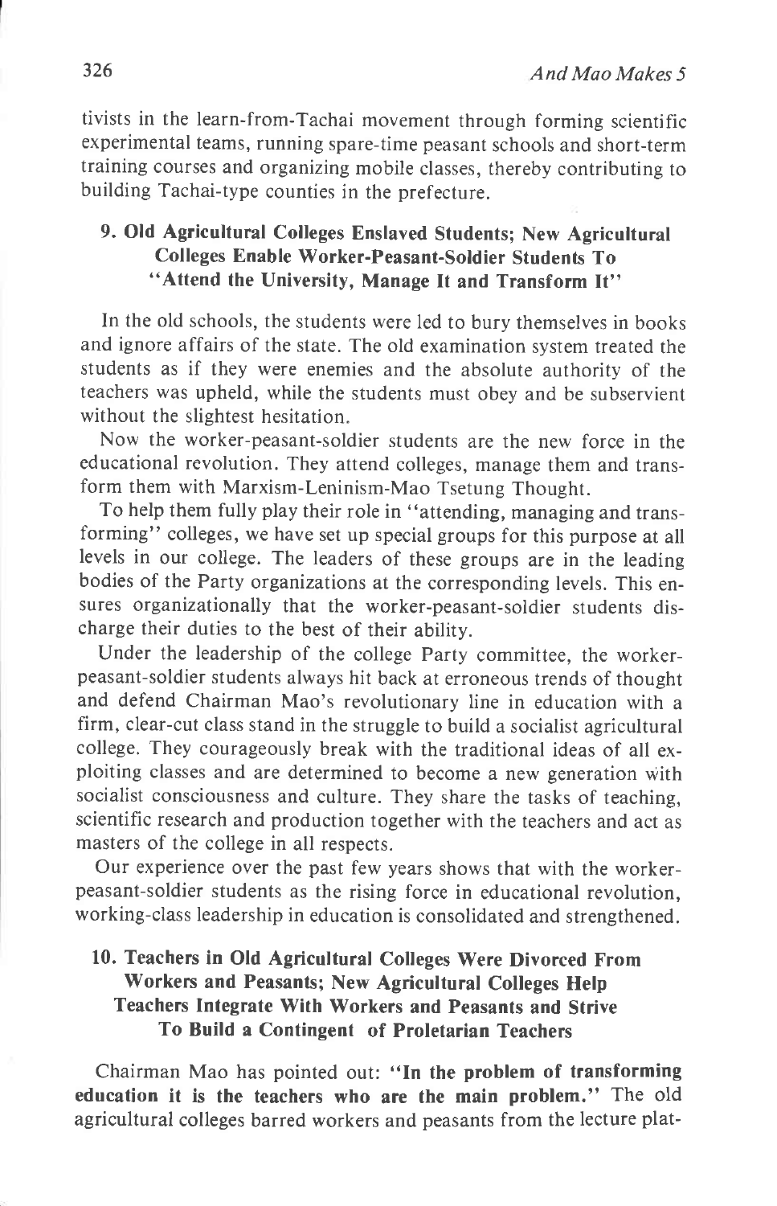tivists in the learn-from-Tachai movement through forming scientific experimental teams, running spare-time peasant schools and short-term training courses and organizing mobile classes, thereby contributing to building Tachai-type counties in the prefecture.

### 9. Old Agricultural Colleges Enslaved Students; New Agricultural Colleges Enable Worker-Peasant-Soldier Students To "Attend the University, Manage It and Transform It"

In the old schools, the students were led to bury themselves in books and ignore affairs of the state. The old examination system treated the students as if they were enemies and the absolute authority of the teachers was upheld, while the students must obey and be subservient without the slightest hesitation.

Now the worker-peasant-soldier students are the new force in the educational revolution. They attend colleges, manage them and transform them with Marxism-Leninism-Mao Tsetung Thought.

To help them fully play their role in "attending, managing and transforming" colleges, we have set up special groups for this purpose at all levels in our college. The leaders of these groups are in the leading bodies of the Party organizations at the corresponding levels. This ensures organizationally that the worker-peasant-soldier students discharge their duties to the best of their ability.

Under the leadership of the college Party committee, the worker-peasant-soldier students always hit back at erroneous trends of thought and defend Chairman Mao's revolutionary line in education with a firm, clear-cut class stand in the struggle to build a socialist agricultural college. They courageously break with the traditional ideas of all exploiting classes and are determined to become a new generation with socialist consciousness and culture. They share the tasks of teaching, scientific research and production together with the teachers and act as masters of the college in all respects.

Our experience over the past few years shows that with the worker-peasant-soldier students as the rising force in educational revolution, working-class leadership in education is consolidated and strengthened.

### 10. Teachers in Old Agricultural Colleges Were Divorced From Workers and Peasants; New Agricultural Colleges Help Teachers Integrate With Workers and Peasants and Strive To Build a Contingent of Proletarian Teachers

Chairman Mao has pointed out: **"In the problem of transforming education it is the teachers who are the main problem."** The old agricultural colleges barred workers and peasants from the lecture plat-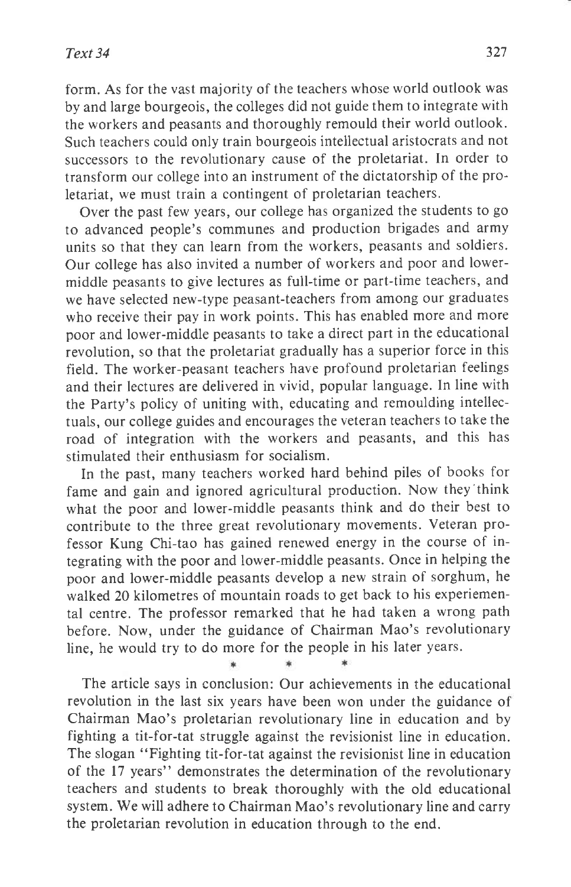form. As for the vast majority of the teachers whose world outlook was by and large bourgeois, the colleges did not guide them to integrate with the workers and peasants and thoroughly remould their world outlook. Such teachers could only train bourgeois intellectual aristocrats and not successors to the revolutionary cause of the proletariat. In order to transform our college into an instrument of the dictatorship of the proletariat, we must train a contingent of proletarian teachers.

Over the past few years, our college has organized the students to go to advanced people's communes and production brigades and army units so that they can learn from the workers, peasants and soldiers. Our college has also invited a number of workers and poor and lower-middle peasants to give lectures as full-time or part-time teachers, and we have selected new-type peasant-teachers from among our graduates who receive their pay in work points. This has enabled more and more poor and lower-middle peasants to take a direct part in the educational revolution, so that the proletariat gradually has a superior force in this field. The worker-peasant teachers have profound proletarian feelings and their lectures are delivered in vivid, popular language. In line with the Party's policy of uniting with, educating and remoulding intellectuals, our college guides and encourages the veteran teachers to take the road of integration with the workers and peasants, and this has stimulated their enthusiasm for socialism.

In the past, many teachers worked hard behind piles of books for fame and gain and ignored agricultural production. Now they think what the poor and lower-middle peasants think and do their best to contribute to the three great revolutionary movements. Veteran professor Kung Chi-tao has gained renewed energy in the course of integrating with the poor and lower-middle peasants. Once in helping the poor and lower-middle peasants develop a new strain of sorghum, he walked 20 kilometres of mountain roads to get back to his experiemental centre. The professor remarked that he had taken a wrong path before. Now, under the guidance of Chairman Mao's revolutionary line, he would try to do more for the people in his later years.

\* \* \*

The article says in conclusion: Our achievements in the educational revolution in the last six years have been won under the guidance of Chairman Mao's proletarian revolutionary line in education and by fighting a tit-for-tat struggle against the revisionist line in education. The slogan "Fighting tit-for-tat against the revisionist line in education of the 17 years" demonstrates the determination of the revolutionary teachers and students to break thoroughly with the old educational system. We will adhere to Chairman Mao's revolutionary line and carry the proletarian revolution in education through to the end.